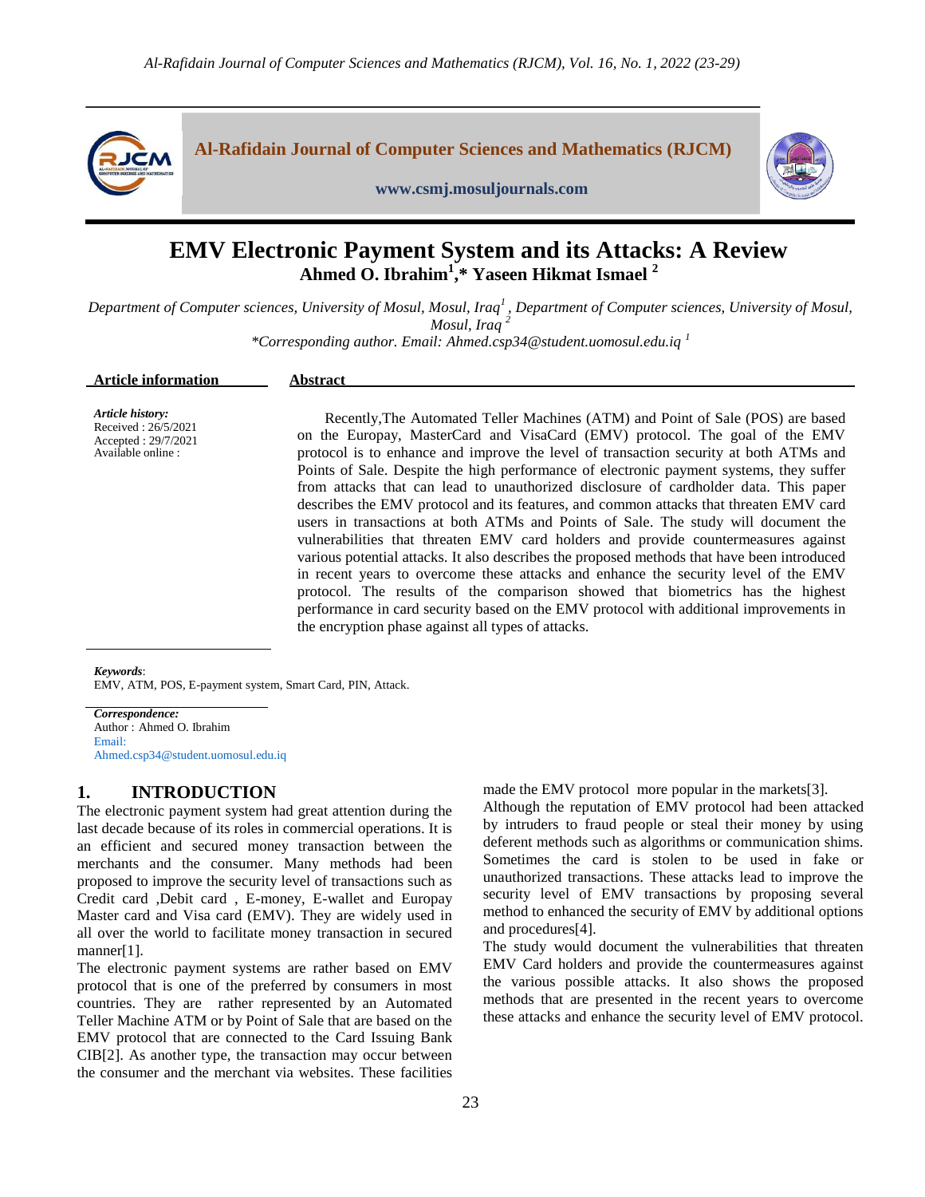# EMV Electronic Payment System and its Attacks: A Review

**Ahmed O. Ibrahim[1],* Yaseen Hikmat Ismael [2]**

*Department of Computer sciences, University of Mosul, Mosul, Iraq[1], Department of Computer sciences, University of Mosul, Mosul, Iraq [2]*

*\*Corresponding author. Email: Ahmed.csp34@student.uomosul.edu.iq [1]*

**Article information**

***Article history:***
Received : 26/5/2021
Accepted : 29/7/2021
Available online :

**Abstract**

Recently,The Automated Teller Machines (ATM) and Point of Sale (POS) are based on the Europay, MasterCard and VisaCard (EMV) protocol. The goal of the EMV protocol is to enhance and improve the level of transaction security at both ATMs and Points of Sale. Despite the high performance of electronic payment systems, they suffer from attacks that can lead to unauthorized disclosure of cardholder data. This paper describes the EMV protocol and its features, and common attacks that threaten EMV card users in transactions at both ATMs and Points of Sale. The study will document the vulnerabilities that threaten EMV card holders and provide countermeasures against various potential attacks. It also describes the proposed methods that have been introduced in recent years to overcome these attacks and enhance the security level of the EMV protocol. The results of the comparison showed that biometrics has the highest performance in card security based on the EMV protocol with additional improvements in the encryption phase against all types of attacks.

***Keywords***:
EMV, ATM, POS, E-payment system, Smart Card, PIN, Attack.

***Correspondence:***
Author : Ahmed O. Ibrahim
Email:
Ahmed.csp34@student.uomosul.edu.iq

## 1. INTRODUCTION

The electronic payment system had great attention during the last decade because of its roles in commercial operations. It is an efficient and secured money transaction between the merchants and the consumer. Many methods had been proposed to improve the security level of transactions such as Credit card ,Debit card , E-money, E-wallet and Europay Master card and Visa card (EMV). They are widely used in all over the world to facilitate money transaction in secured manner[1].

The electronic payment systems are rather based on EMV protocol that is one of the preferred by consumers in most countries. They are rather represented by an Automated Teller Machine ATM or by Point of Sale that are based on the EMV protocol that are connected to the Card Issuing Bank CIB[2]. As another type, the transaction may occur between the consumer and the merchant via websites. These facilities made the EMV protocol more popular in the markets[3].

Although the reputation of EMV protocol had been attacked by intruders to fraud people or steal their money by using deferent methods such as algorithms or communication shims. Sometimes the card is stolen to be used in fake or unauthorized transactions. These attacks lead to improve the security level of EMV transactions by proposing several method to enhanced the security of EMV by additional options and procedures[4].

The study would document the vulnerabilities that threaten EMV Card holders and provide the countermeasures against the various possible attacks. It also shows the proposed methods that are presented in the recent years to overcome these attacks and enhance the security level of EMV protocol.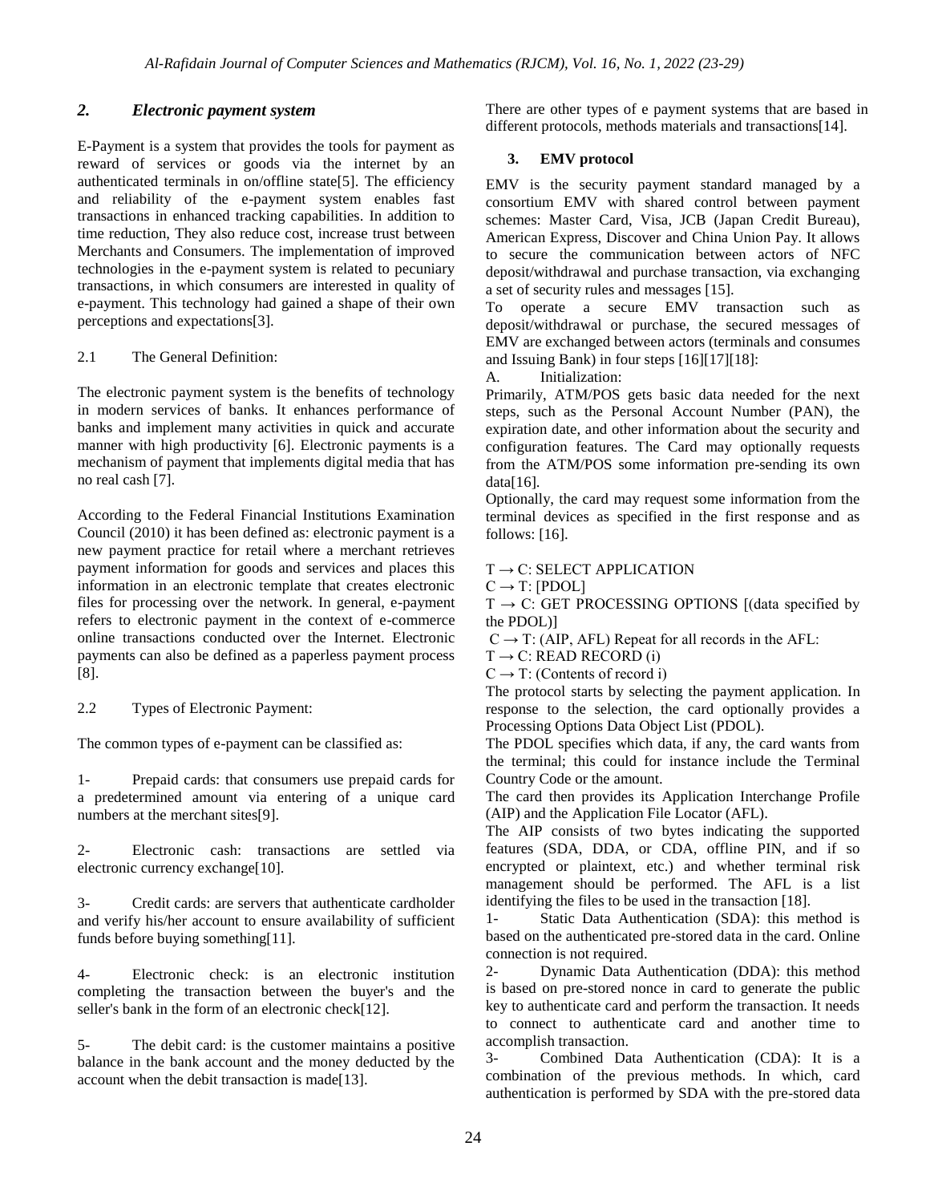## 2. *Electronic payment system*

E-Payment is a system that provides the tools for payment as reward of services or goods via the internet by an authenticated terminals in on/offline state[5]. The efficiency and reliability of the e-payment system enables fast transactions in enhanced tracking capabilities. In addition to time reduction, They also reduce cost, increase trust between Merchants and Consumers. The implementation of improved technologies in the e-payment system is related to pecuniary transactions, in which consumers are interested in quality of e-payment. This technology had gained a shape of their own perceptions and expectations[3].

### 2.1 The General Definition:

The electronic payment system is the benefits of technology in modern services of banks. It enhances performance of banks and implement many activities in quick and accurate manner with high productivity [6]. Electronic payments is a mechanism of payment that implements digital media that has no real cash [7].

According to the Federal Financial Institutions Examination Council (2010) it has been defined as: electronic payment is a new payment practice for retail where a merchant retrieves payment information for goods and services and places this information in an electronic template that creates electronic files for processing over the network. In general, e-payment refers to electronic payment in the context of e-commerce online transactions conducted over the Internet. Electronic payments can also be defined as a paperless payment process [8].

### 2.2 Types of Electronic Payment:

The common types of e-payment can be classified as:

1- Prepaid cards: that consumers use prepaid cards for a predetermined amount via entering of a unique card numbers at the merchant sites[9].

2- Electronic cash: transactions are settled via electronic currency exchange[10].

3- Credit cards: are servers that authenticate cardholder and verify his/her account to ensure availability of sufficient funds before buying something[11].

4- Electronic check: is an electronic institution completing the transaction between the buyer's and the seller's bank in the form of an electronic check[12].

5- The debit card: is the customer maintains a positive balance in the bank account and the money deducted by the account when the debit transaction is made[13].

There are other types of e payment systems that are based in different protocols, methods materials and transactions[14].

## 3. EMV protocol

EMV is the security payment standard managed by a consortium EMV with shared control between payment schemes: Master Card, Visa, JCB (Japan Credit Bureau), American Express, Discover and China Union Pay. It allows to secure the communication between actors of NFC deposit/withdrawal and purchase transaction, via exchanging a set of security rules and messages [15].

To operate a secure EMV transaction such as deposit/withdrawal or purchase, the secured messages of EMV are exchanged between actors (terminals and consumes and Issuing Bank) in four steps [16][17][18]:

A. Initialization:

Primarily, ATM/POS gets basic data needed for the next steps, such as the Personal Account Number (PAN), the expiration date, and other information about the security and configuration features. The Card may optionally requests from the ATM/POS some information pre-sending its own data[16].

Optionally, the card may request some information from the terminal devices as specified in the first response and as follows: [16].

T → C: SELECT APPLICATION
C → T: [PDOL]
T → C: GET PROCESSING OPTIONS [(data specified by the PDOL)]
C → T: (AIP, AFL) Repeat for all records in the AFL:
T → C: READ RECORD (i)
C → T: (Contents of record i)

The protocol starts by selecting the payment application. In response to the selection, the card optionally provides a Processing Options Data Object List (PDOL).

The PDOL specifies which data, if any, the card wants from the terminal; this could for instance include the Terminal Country Code or the amount.

The card then provides its Application Interchange Profile (AIP) and the Application File Locator (AFL).

The AIP consists of two bytes indicating the supported features (SDA, DDA, or CDA, offline PIN, and if so encrypted or plaintext, etc.) and whether terminal risk management should be performed. The AFL is a list identifying the files to be used in the transaction [18].

1- Static Data Authentication (SDA): this method is based on the authenticated pre-stored data in the card. Online connection is not required.

2- Dynamic Data Authentication (DDA): this method is based on pre-stored nonce in card to generate the public key to authenticate card and perform the transaction. It needs to connect to authenticate card and another time to accomplish transaction.

3- Combined Data Authentication (CDA): It is a combination of the previous methods. In which, card authentication is performed by SDA with the pre-stored data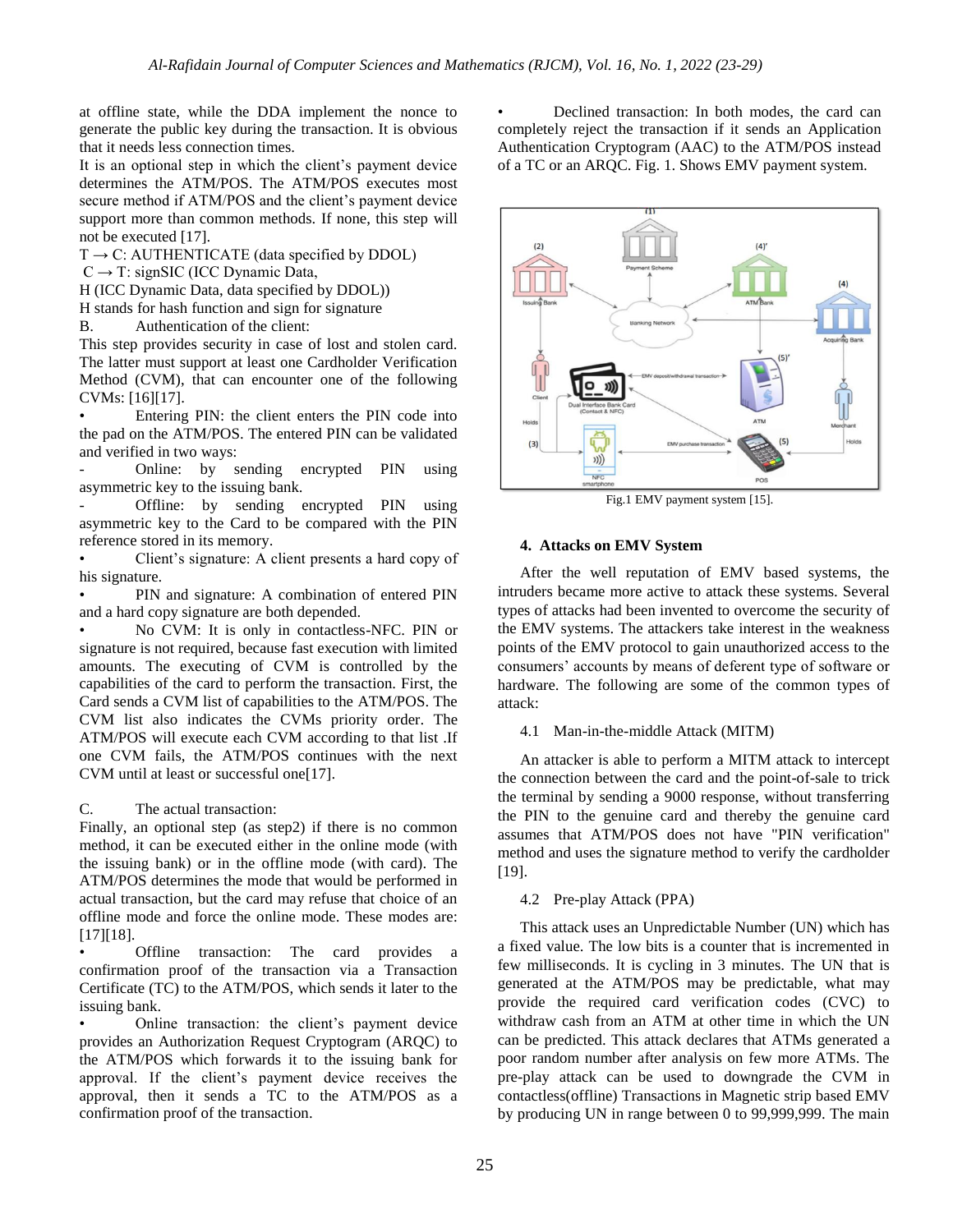at offline state, while the DDA implement the nonce to generate the public key during the transaction. It is obvious that it needs less connection times.

It is an optional step in which the client's payment device determines the ATM/POS. The ATM/POS executes most secure method if ATM/POS and the client's payment device support more than common methods. If none, this step will not be executed [17].

T → C: AUTHENTICATE (data specified by DDOL)

C → T: signSIC (ICC Dynamic Data,

H (ICC Dynamic Data, data specified by DDOL))

H stands for hash function and sign for signature

B. Authentication of the client:

This step provides security in case of lost and stolen card. The latter must support at least one Cardholder Verification Method (CVM), that can encounter one of the following CVMs: [16][17].

- Entering PIN: the client enters the PIN code into the pad on the ATM/POS. The entered PIN can be validated and verified in two ways:
  - Online: by sending encrypted PIN using asymmetric key to the issuing bank.
  - Offline: by sending encrypted PIN using asymmetric key to the Card to be compared with the PIN reference stored in its memory.
- Client's signature: A client presents a hard copy of his signature.
- PIN and signature: A combination of entered PIN and a hard copy signature are both depended.
- No CVM: It is only in contactless-NFC. PIN or signature is not required, because fast execution with limited amounts. The executing of CVM is controlled by the capabilities of the card to perform the transaction. First, the Card sends a CVM list of capabilities to the ATM/POS. The CVM list also indicates the CVMs priority order. The ATM/POS will execute each CVM according to that list .If one CVM fails, the ATM/POS continues with the next CVM until at least or successful one[17].

C. The actual transaction:

Finally, an optional step (as step2) if there is no common method, it can be executed either in the online mode (with the issuing bank) or in the offline mode (with card). The ATM/POS determines the mode that would be performed in actual transaction, but the card may refuse that choice of an offline mode and force the online mode. These modes are: [17][18].

- Offline transaction: The card provides a confirmation proof of the transaction via a Transaction Certificate (TC) to the ATM/POS, which sends it later to the issuing bank.
- Online transaction: the client's payment device provides an Authorization Request Cryptogram (ARQC) to the ATM/POS which forwards it to the issuing bank for approval. If the client's payment device receives the approval, then it sends a TC to the ATM/POS as a confirmation proof of the transaction.
- Declined transaction: In both modes, the card can completely reject the transaction if it sends an Application Authentication Cryptogram (AAC) to the ATM/POS instead of a TC or an ARQC. Fig. 1. Shows EMV payment system.

Fig.1 EMV payment system [15].

## 4. Attacks on EMV System

After the well reputation of EMV based systems, the intruders became more active to attack these systems. Several types of attacks had been invented to overcome the security of the EMV systems. The attackers take interest in the weakness points of the EMV protocol to gain unauthorized access to the consumers' accounts by means of deferent type of software or hardware. The following are some of the common types of attack:

### 4.1 Man-in-the-middle Attack (MITM)

An attacker is able to perform a MITM attack to intercept the connection between the card and the point-of-sale to trick the terminal by sending a 9000 response, without transferring the PIN to the genuine card and thereby the genuine card assumes that ATM/POS does not have "PIN verification" method and uses the signature method to verify the cardholder [19].

### 4.2 Pre-play Attack (PPA)

This attack uses an Unpredictable Number (UN) which has a fixed value. The low bits is a counter that is incremented in few milliseconds. It is cycling in 3 minutes. The UN that is generated at the ATM/POS may be predictable, what may provide the required card verification codes (CVC) to withdraw cash from an ATM at other time in which the UN can be predicted. This attack declares that ATMs generated a poor random number after analysis on few more ATMs. The pre-play attack can be used to downgrade the CVM in contactless(offline) Transactions in Magnetic strip based EMV by producing UN in range between 0 to 99,999,999. The main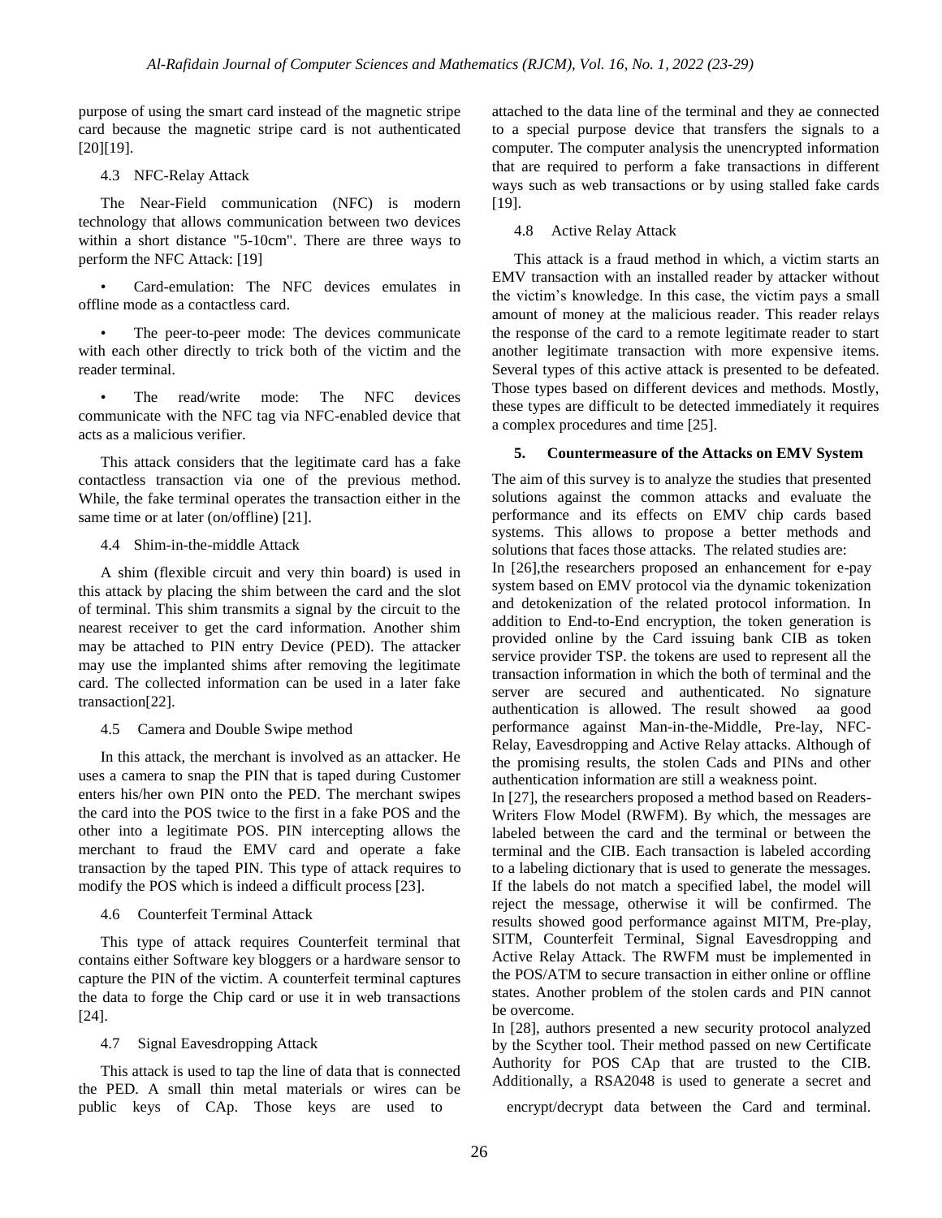purpose of using the smart card instead of the magnetic stripe card because the magnetic stripe card is not authenticated [20][19].

### 4.3 NFC-Relay Attack

The Near-Field communication (NFC) is modern technology that allows communication between two devices within a short distance "5-10cm". There are three ways to perform the NFC Attack: [19]

- Card-emulation: The NFC devices emulates in offline mode as a contactless card.
- The peer-to-peer mode: The devices communicate with each other directly to trick both of the victim and the reader terminal.
- The read/write mode: The NFC devices communicate with the NFC tag via NFC-enabled device that acts as a malicious verifier.

This attack considers that the legitimate card has a fake contactless transaction via one of the previous method. While, the fake terminal operates the transaction either in the same time or at later (on/offline) [21].

### 4.4 Shim-in-the-middle Attack

A shim (flexible circuit and very thin board) is used in this attack by placing the shim between the card and the slot of terminal. This shim transmits a signal by the circuit to the nearest receiver to get the card information. Another shim may be attached to PIN entry Device (PED). The attacker may use the implanted shims after removing the legitimate card. The collected information can be used in a later fake transaction[22].

### 4.5 Camera and Double Swipe method

In this attack, the merchant is involved as an attacker. He uses a camera to snap the PIN that is taped during Customer enters his/her own PIN onto the PED. The merchant swipes the card into the POS twice to the first in a fake POS and the other into a legitimate POS. PIN intercepting allows the merchant to fraud the EMV card and operate a fake transaction by the taped PIN. This type of attack requires to modify the POS which is indeed a difficult process [23].

### 4.6 Counterfeit Terminal Attack

This type of attack requires Counterfeit terminal that contains either Software key bloggers or a hardware sensor to capture the PIN of the victim. A counterfeit terminal captures the data to forge the Chip card or use it in web transactions [24].

### 4.7 Signal Eavesdropping Attack

This attack is used to tap the line of data that is connected the PED. A small thin metal materials or wires can be attached to the data line of the terminal and they ae connected to a special purpose device that transfers the signals to a computer. The computer analysis the unencrypted information that are required to perform a fake transactions in different ways such as web transactions or by using stalled fake cards [19].

### 4.8 Active Relay Attack

This attack is a fraud method in which, a victim starts an EMV transaction with an installed reader by attacker without the victim's knowledge. In this case, the victim pays a small amount of money at the malicious reader. This reader relays the response of the card to a remote legitimate reader to start another legitimate transaction with more expensive items. Several types of this active attack is presented to be defeated. Those types based on different devices and methods. Mostly, these types are difficult to be detected immediately it requires a complex procedures and time [25].

## 5. Countermeasure of the Attacks on EMV System

The aim of this survey is to analyze the studies that presented solutions against the common attacks and evaluate the performance and its effects on EMV chip cards based systems. This allows to propose a better methods and solutions that faces those attacks. The related studies are:

In [26],the researchers proposed an enhancement for e-pay system based on EMV protocol via the dynamic tokenization and detokenization of the related protocol information. In addition to End-to-End encryption, the token generation is provided online by the Card issuing bank CIB as token service provider TSP. the tokens are used to represent all the transaction information in which the both of terminal and the server are secured and authenticated. No signature authentication is allowed. The result showed aa good performance against Man-in-the-Middle, Pre-lay, NFC-Relay, Eavesdropping and Active Relay attacks. Although of the promising results, the stolen Cads and PINs and other authentication information are still a weakness point.

In [27], the researchers proposed a method based on Readers-Writers Flow Model (RWFM). By which, the messages are labeled between the card and the terminal or between the terminal and the CIB. Each transaction is labeled according to a labeling dictionary that is used to generate the messages. If the labels do not match a specified label, the model will reject the message, otherwise it will be confirmed. The results showed good performance against MITM, Pre-play, SITM, Counterfeit Terminal, Signal Eavesdropping and Active Relay Attack. The RWFM must be implemented in the POS/ATM to secure transaction in either online or offline states. Another problem of the stolen cards and PIN cannot be overcome.

In [28], authors presented a new security protocol analyzed by the Scyther tool. Their method passed on new Certificate Authority for POS CAp that are trusted to the CIB. Additionally, a RSA2048 is used to generate a secret and public keys of CAp. Those keys are used to encrypt/decrypt data between the Card and terminal.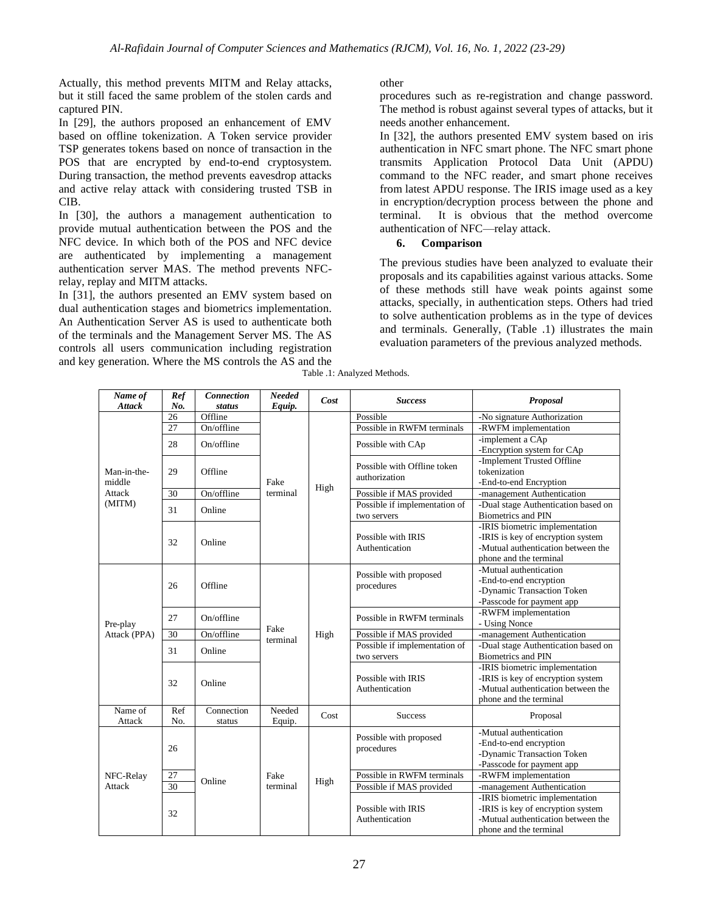Actually, this method prevents MITM and Relay attacks, but it still faced the same problem of the stolen cards and captured PIN.

In [29], the authors proposed an enhancement of EMV based on offline tokenization. A Token service provider TSP generates tokens based on nonce of transaction in the POS that are encrypted by end-to-end cryptosystem. During transaction, the method prevents eavesdrop attacks and active relay attack with considering trusted TSB in CIB.

In [30], the authors a management authentication to provide mutual authentication between the POS and the NFC device. In which both of the POS and NFC device are authenticated by implementing a management authentication server MAS. The method prevents NFC-relay, replay and MITM attacks.

In [31], the authors presented an EMV system based on dual authentication stages and biometrics implementation. An Authentication Server AS is used to authenticate both of the terminals and the Management Server MS. The AS controls all users communication including registration and key generation. Where the MS controls the AS and the other procedures such as re-registration and change password. The method is robust against several types of attacks, but it needs another enhancement.

In [32], the authors presented EMV system based on iris authentication in NFC smart phone. The NFC smart phone transmits Application Protocol Data Unit (APDU) command to the NFC reader, and smart phone receives from latest APDU response. The IRIS image used as a key in encryption/decryption process between the phone and terminal. It is obvious that the method overcome authentication of NFC—relay attack.

## 6. Comparison

The previous studies have been analyzed to evaluate their proposals and its capabilities against various attacks. Some of these methods still have weak points against some attacks, specially, in authentication steps. Others had tried to solve authentication problems as in the type of devices and terminals. Generally, (Table .1) illustrates the main evaluation parameters of the previous analyzed methods.

Table .1: Analyzed Methods.

| *Name of Attack* | *Ref No.* | *Connection status* | *Needed Equip.* | *Cost* | *Success* | *Proposal* |
|---|---|---|---|---|---|---|
| Man-in-the-middle Attack (MITM) | 26 | Offline | Fake terminal | High | Possible | -No signature Authorization |
| | 27 | On/offline | | | Possible in RWFM terminals | -RWFM implementation |
| | 28 | On/offline | | | Possible with CAp | -implement a CAp<br>-Encryption system for CAp |
| | 29 | Offline | | | Possible with Offline token authorization | -Implement Trusted Offline tokenization<br>-End-to-end Encryption |
| | 30 | On/offline | | | Possible if MAS provided | -management Authentication |
| | 31 | Online | | | Possible if implementation of two servers | -Dual stage Authentication based on Biometrics and PIN |
| | 32 | Online | | | Possible with IRIS Authentication | -IRIS biometric implementation<br>-IRIS is key of encryption system<br>-Mutual authentication between the phone and the terminal |
| Pre-play Attack (PPA) | 26 | Offline | Fake terminal | High | Possible with proposed procedures | -Mutual authentication<br>-End-to-end encryption<br>-Dynamic Transaction Token<br>-Passcode for payment app |
| | 27 | On/offline | | | Possible in RWFM terminals | -RWFM implementation<br>- Using Nonce |
| | 30 | On/offline | | | Possible if MAS provided | -management Authentication |
| | 31 | Online | | | Possible if implementation of two servers | -Dual stage Authentication based on Biometrics and PIN |
| | 32 | Online | | | Possible with IRIS Authentication | -IRIS biometric implementation<br>-IRIS is key of encryption system<br>-Mutual authentication between the phone and the terminal |
| NFC-Relay Attack | 26 | Online | Fake terminal | High | Possible with proposed procedures | -Mutual authentication<br>-End-to-end encryption<br>-Dynamic Transaction Token<br>-Passcode for payment app |
| | 27 | | | | Possible in RWFM terminals | -RWFM implementation |
| | 30 | | | | Possible if MAS provided | -management Authentication |
| | 32 | | | | Possible with IRIS Authentication | -IRIS biometric implementation<br>-IRIS is key of encryption system<br>-Mutual authentication between the phone and the terminal |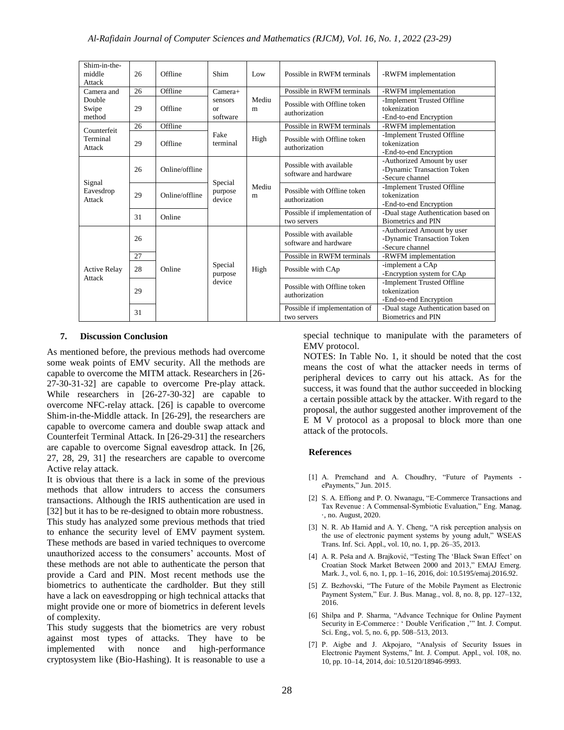| | | | | | | |
|---|---|---|---|---|---|---|
| Shim-in-the-middle Attack | 26 | Offline | Shim | Low | Possible in RWFM terminals | -RWFM implementation |
| Camera and Double Swipe method | 26 | Offline | Camera+ sensors or software | Medium | Possible in RWFM terminals | -RWFM implementation |
| | 29 | Offline | | | Possible with Offline token authorization | -Implement Trusted Offline tokenization<br>-End-to-end Encryption |
| Counterfeit Terminal Attack | 26 | Offline | Fake terminal | High | Possible in RWFM terminals | -RWFM implementation |
| | 29 | Offline | | | Possible with Offline token authorization | -Implement Trusted Offline tokenization<br>-End-to-end Encryption |
| Signal Eavesdrop Attack | 26 | Online/offline | Special purpose device | Medium | Possible with available software and hardware | -Authorized Amount by user<br>-Dynamic Transaction Token<br>-Secure channel |
| | 29 | Online/offline | | | Possible with Offline token authorization | -Implement Trusted Offline tokenization<br>-End-to-end Encryption |
| | 31 | Online | | | Possible if implementation of two servers | -Dual stage Authentication based on Biometrics and PIN |
| Active Relay Attack | 26 | Online | Special purpose device | High | Possible with available software and hardware | -Authorized Amount by user<br>-Dynamic Transaction Token<br>-Secure channel |
| | 27 | | | | Possible in RWFM terminals | -RWFM implementation |
| | 28 | | | | Possible with CAp | -implement a CAp<br>-Encryption system for CAp |
| | 29 | | | | Possible with Offline token authorization | -Implement Trusted Offline tokenization<br>-End-to-end Encryption |
| | 31 | | | | Possible if implementation of two servers | -Dual stage Authentication based on Biometrics and PIN |

## 7. Discussion Conclusion

As mentioned before, the previous methods had overcome some weak points of EMV security. All the methods are capable to overcome the MITM attack. Researchers in [26-27-30-31-32] are capable to overcome Pre-play attack. While researchers in [26-27-30-32] are capable to overcome NFC-relay attack. [26] is capable to overcome Shim-in-the-Middle attack. In [26-29], the researchers are capable to overcome camera and double swap attack and Counterfeit Terminal Attack. In [26-29-31] the researchers are capable to overcome Signal eavesdrop attack. In [26, 27, 28, 29, 31] the researchers are capable to overcome Active relay attack.

It is obvious that there is a lack in some of the previous methods that allow intruders to access the consumers transactions. Although the IRIS authentication are used in [32] but it has to be re-designed to obtain more robustness.

This study has analyzed some previous methods that tried to enhance the security level of EMV payment system. These methods are based in varied techniques to overcome unauthorized access to the consumers' accounts. Most of these methods are not able to authenticate the person that provide a Card and PIN. Most recent methods use the biometrics to authenticate the cardholder. But they still have a lack on eavesdropping or high technical attacks that might provide one or more of biometrics in deferent levels of complexity.

This study suggests that the biometrics are very robust against most types of attacks. They have to be implemented with nonce and high-performance cryptosystem like (Bio-Hashing). It is reasonable to use a special technique to manipulate with the parameters of EMV protocol.

NOTES: In Table No. 1, it should be noted that the cost means the cost of what the attacker needs in terms of peripheral devices to carry out his attack. As for the success, it was found that the author succeeded in blocking a certain possible attack by the attacker. With regard to the proposal, the author suggested another improvement of the E M V protocol as a proposal to block more than one attack of the protocols.

### References

[1] A. Premchand and A. Choudhry, "Future of Payments - ePayments," Jun. 2015.

[2] S. A. Effiong and P. O. Nwanagu, "E-Commerce Transactions and Tax Revenue : A Commensal-Symbiotic Evaluation," Eng. Manag. ·, no. August, 2020.

[3] N. R. Ab Hamid and A. Y. Cheng, "A risk perception analysis on the use of electronic payment systems by young adult," WSEAS Trans. Inf. Sci. Appl., vol. 10, no. 1, pp. 26–35, 2013.

[4] A. R. Peša and A. Brajković, "Testing The 'Black Swan Effect' on Croatian Stock Market Between 2000 and 2013," EMAJ Emerg. Mark. J., vol. 6, no. 1, pp. 1–16, 2016, doi: 10.5195/emaj.2016.92.

[5] Z. Bezhovski, "The Future of the Mobile Payment as Electronic Payment System," Eur. J. Bus. Manag., vol. 8, no. 8, pp. 127–132, 2016.

[6] Shilpa and P. Sharma, "Advance Technique for Online Payment Security in E-Commerce : ' Double Verification ,'" Int. J. Comput. Sci. Eng., vol. 5, no. 6, pp. 508–513, 2013.

[7] P. Aigbe and J. Akpojaro, "Analysis of Security Issues in Electronic Payment Systems," Int. J. Comput. Appl., vol. 108, no. 10, pp. 10–14, 2014, doi: 10.5120/18946-9993.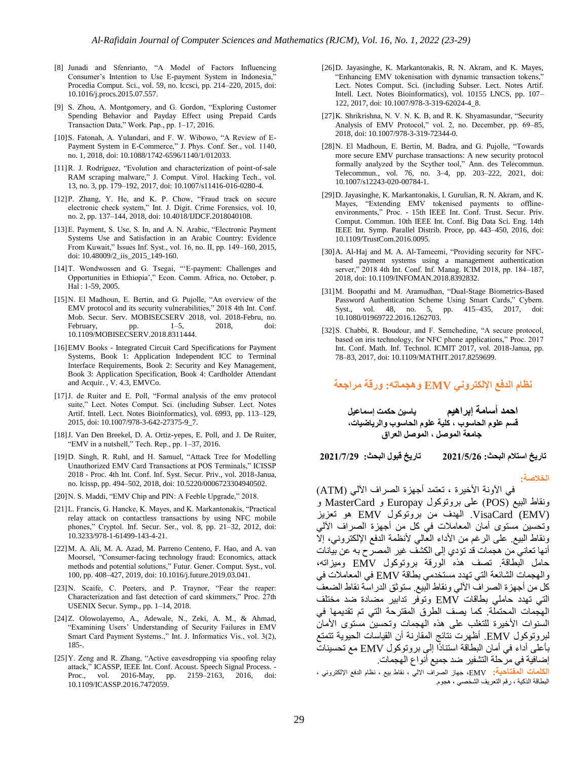[8] Junadi and Sfenrianto, "A Model of Factors Influencing Consumer's Intention to Use E-payment System in Indonesia," Procedia Comput. Sci., vol. 59, no. Iccsci, pp. 214–220, 2015, doi: 10.1016/j.procs.2015.07.557.

[9] S. Zhou, A. Montgomery, and G. Gordon, "Exploring Customer Spending Behavior and Payday Effect using Prepaid Cards Transaction Data," Work. Pap., pp. 1–17, 2016.

[10] S. Fatonah, A. Yulandari, and F. W. Wibowo, "A Review of E-Payment System in E-Commerce," J. Phys. Conf. Ser., vol. 1140, no. 1, 2018, doi: 10.1088/1742-6596/1140/1/012033.

[11] R. J. Rodríguez, "Evolution and characterization of point-of-sale RAM scraping malware," J. Comput. Virol. Hacking Tech., vol. 13, no. 3, pp. 179–192, 2017, doi: 10.1007/s11416-016-0280-4.

[12] P. Zhang, Y. He, and K. P. Chow, "Fraud track on secure electronic check system," Int. J. Digit. Crime Forensics, vol. 10, no. 2, pp. 137–144, 2018, doi: 10.4018/IJDCF.2018040108.

[13] E. Payment, S. Use, S. In, and A. N. Arabic, "Electronic Payment Systems Use and Satisfaction in an Arabic Country: Evidence From Kuwait," Issues Inf. Syst., vol. 16, no. II, pp. 149–160, 2015, doi: 10.48009/2_iis_2015_149-160.

[14] T. Wondwossen and G. Tsegai, "'E-payment: Challenges and Opportunities in Ethiopia'," Econ. Comm. Africa, no. October, p. Hal : 1-59, 2005.

[15] N. El Madhoun, E. Bertin, and G. Pujolle, "An overview of the EMV protocol and its security vulnerabilities," 2018 4th Int. Conf. Mob. Secur. Serv. MOBISECSERV 2018, vol. 2018-Febru, no. February, pp. 1–5, 2018, doi: 10.1109/MOBISECSERV.2018.8311444.

[16] EMV Books - Integrated Circuit Card Specifications for Payment Systems, Book 1: Application Independent ICC to Terminal Interface Requirements, Book 2: Security and Key Management, Book 3: Application Specification, Book 4: Cardholder Attendant and Acquir. , V. 4.3, EMVCo.

[17] J. de Ruiter and E. Poll, "Formal analysis of the emv protocol suite," Lect. Notes Comput. Sci. (including Subser. Lect. Notes Artif. Intell. Lect. Notes Bioinformatics), vol. 6993, pp. 113–129, 2015, doi: 10.1007/978-3-642-27375-9_7.

[18] J. Van Den Breekel, D. A. Ortiz-yepes, E. Poll, and J. De Ruiter, "EMV in a nutshell," Tech. Rep., pp. 1–37, 2016.

[19] D. Singh, R. Ruhl, and H. Samuel, "Attack Tree for Modelling Unauthorized EMV Card Transactions at POS Terminals," ICISSP 2018 - Proc. 4th Int. Conf. Inf. Syst. Secur. Priv., vol. 2018-Janua, no. Icissp, pp. 494–502, 2018, doi: 10.5220/0006723304940502.

[20] N. S. Maddi, "EMV Chip and PIN: A Feeble Upgrade," 2018.

[21] L. Francis, G. Hancke, K. Mayes, and K. Markantonakis, "Practical relay attack on contactless transactions by using NFC mobile phones," Cryptol. Inf. Secur. Ser., vol. 8, pp. 21–32, 2012, doi: 10.3233/978-1-61499-143-4-21.

[22] M. A. Ali, M. A. Azad, M. Parreno Centeno, F. Hao, and A. van Moorsel, "Consumer-facing technology fraud: Economics, attack methods and potential solutions," Futur. Gener. Comput. Syst., vol. 100, pp. 408–427, 2019, doi: 10.1016/j.future.2019.03.041.

[23] N. Scaife, C. Peeters, and P. Traynor, "Fear the reaper: Characterization and fast detection of card skimmers," Proc. 27th USENIX Secur. Symp., pp. 1–14, 2018.

[24] Z. Olowolayemo, A., Adewale, N., Zeki, A. M., & Ahmad, "Examining Users' Understanding of Security Failures in EMV Smart Card Payment Systems.," Int. J. Informatics Vis., vol. 3(2), 185-.

[25] Y. Zeng and R. Zhang, "Active eavesdropping via spoofing relay attack," ICASSP, IEEE Int. Conf. Acoust. Speech Signal Process. - Proc., vol. 2016-May, pp. 2159–2163, 2016, doi: 10.1109/ICASSP.2016.7472059.

[26] D. Jayasinghe, K. Markantonakis, R. N. Akram, and K. Mayes, "Enhancing EMV tokenisation with dynamic transaction tokens," Lect. Notes Comput. Sci. (including Subser. Lect. Notes Artif. Intell. Lect. Notes Bioinformatics), vol. 10155 LNCS, pp. 107–122, 2017, doi: 10.1007/978-3-319-62024-4_8.

[27] K. Shrikrishna, N. V. N. K. B, and R. K. Shyamasundar, "Security Analysis of EMV Protocol," vol. 2, no. December, pp. 69–85, 2018, doi: 10.1007/978-3-319-72344-0.

[28] N. El Madhoun, E. Bertin, M. Badra, and G. Pujolle, "Towards more secure EMV purchase transactions: A new security protocol formally analyzed by the Scyther tool," Ann. des Telecommun. Telecommun., vol. 76, no. 3–4, pp. 203–222, 2021, doi: 10.1007/s12243-020-00784-1.

[29] D. Jayasinghe, K. Markantonakis, I. Gurulian, R. N. Akram, and K. Mayes, "Extending EMV tokenised payments to offline-environments," Proc. - 15th IEEE Int. Conf. Trust. Secur. Priv. Comput. Commun. 10th IEEE Int. Conf. Big Data Sci. Eng. 14th IEEE Int. Symp. Parallel Distrib. Proce, pp. 443–450, 2016, doi: 10.1109/TrustCom.2016.0095.

[30] A. Al-Haj and M. A. Al-Tameemi, "Providing security for NFC-based payment systems using a management authentication server," 2018 4th Int. Conf. Inf. Manag. ICIM 2018, pp. 184–187, 2018, doi: 10.1109/INFOMAN.2018.8392832.

[31] M. Boopathi and M. Aramudhan, "Dual-Stage Biometrics-Based Password Authentication Scheme Using Smart Cards," Cybern. Syst., vol. 48, no. 5, pp. 415–435, 2017, doi: 10.1080/01969722.2016.1262703.

[32] S. Chabbi, R. Boudour, and F. Semchedine, "A secure protocol, based on iris technology, for NFC phone applications," Proc. 2017 Int. Conf. Math. Inf. Technol. ICMIT 2017, vol. 2018-Janua, pp. 78–83, 2017, doi: 10.1109/MATHIT.2017.8259699.

## نظام الدفع الإلكتروني EMV وهجماته: ورقة مراجعة

**احمد أسامة إبراهيم**　　　**ياسين حكمت إسماعيل**

**قسم علوم الحاسوب ، كلية علوم الحاسوب والرياضيات،**

**جامعة الموصل ، الموصل العراق**

**تاريخ استلام البحث: 2021/5/26**　　　**تاريخ قبول البحث: 2021/7/29**

**الخلاصة:**

في الآونة الأخيرة ، تعتمد أجهزة الصراف الآلي (ATM) ونقاط البيع (POS) على بروتوكول Europay و MasterCard و VisaCard (EMV). الهدف من بروتوكول EMV هو تعزيز وتحسين مستوى أمان المعاملات في كل من أجهزة الصراف الآلي ونقاط البيع. على الرغم من الأداء العالي لأنظمة الدفع الإلكتروني، إلا أنها تعاني من هجمات قد تؤدي إلى الكشف غير المصرح به عن بيانات حامل البطاقة. تصف هذه الورقة بروتوكول EMV وميزاته، والهجمات الشائعة التي تهدد مستخدمي بطاقة EMV في المعاملات في كل من أجهزة الصراف الآلي ونقاط البيع. ستوثق الدراسة نقاط الضعف التي تهدد حاملي بطاقات EMV وتوفر تدابير مضادة ضد مختلف الهجمات المحتملة. كما يصف الطرق المقترحة التي تم تقديمها في السنوات الأخيرة للتغلب على هذه الهجمات وتحسين مستوى الأمان لبروتوكول EMV. أظهرت نتائج المقارنة أن القياسات الحيوية تتمتع بأعلى أداء في أمان البطاقة استنادًا إلى بروتوكول EMV مع تحسينات إضافية في مرحلة التشفير ضد جميع أنواع الهجمات.

**الكلمات المفتاحية:** EMV، جهاز الصراف الالي ، نقاط بيع ، نظام الدفع الإلكتروني ، البطاقة الذكية ، رقم التعريف الشخصي ، هجوم.